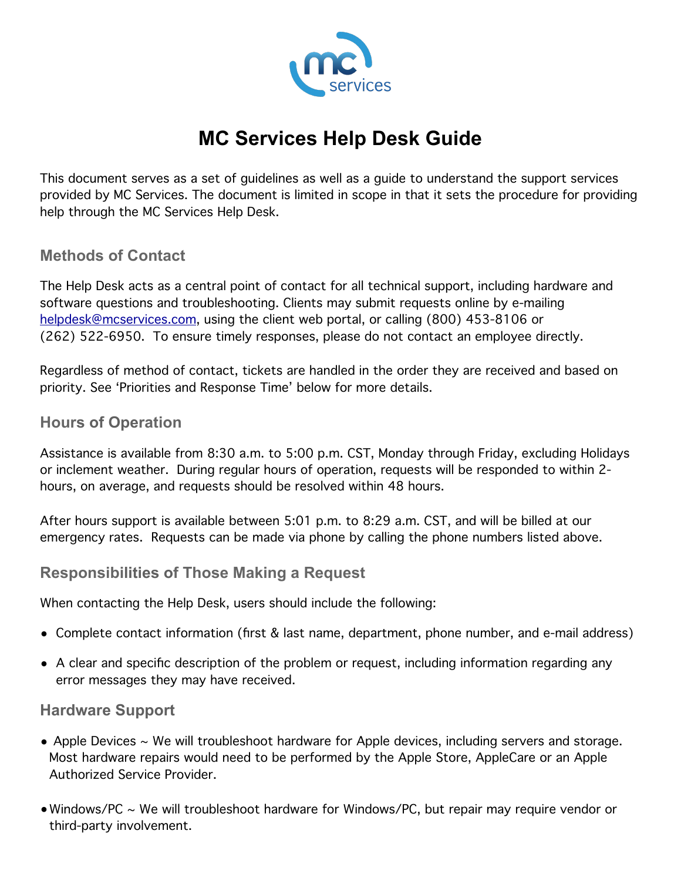# MC Services Help Desk Guide

This document serves as a set of guidelines as well as a guide to understand the support services provided by MC Services. The document is limited in scope in that it sets the procedure for providing help through the MC Services Help Desk.

## Methods of Contact

The Help Desk acts as a central point of contact for all technical support, including hardware and software questions and troubleshooting. Clients may submit requests online by e-mailing helpdesk@mcservices.com, using the client web portal, or calling (800) 453-8106 or (262) 522-6950. To ensure timely responses, please do not contact an employee directly.

Regardless of method of contact, tickets are handled in the order they are received and based on priority. See 'Priorities and Response Time' below for more details.

## Hours of Operation

Assistance is available from 8:30 a.m. to 5:00 p.m. CST, Monday through Friday, excluding Holidays or inclement weather. During regular hours of operation, requests will be responded to within 2-hours, on average, and requests should be resolved within 48 hours.

After hours support is available between 5:01 p.m. to 8:29 a.m. CST, and will be billed at our emergency rates. Requests can be made via phone by calling the phone numbers listed above.

## Responsibilities of Those Making a Request

When contacting the Help Desk, users should include the following:

- Complete contact information (first & last name, department, phone number, and e-mail address)
- A clear and specific description of the problem or request, including information regarding any error messages they may have received.

## Hardware Support

- Apple Devices ~ We will troubleshoot hardware for Apple devices, including servers and storage. Most hardware repairs would need to be performed by the Apple Store, AppleCare or an Apple Authorized Service Provider.
- Windows/PC ~ We will troubleshoot hardware for Windows/PC, but repair may require vendor or third-party involvement.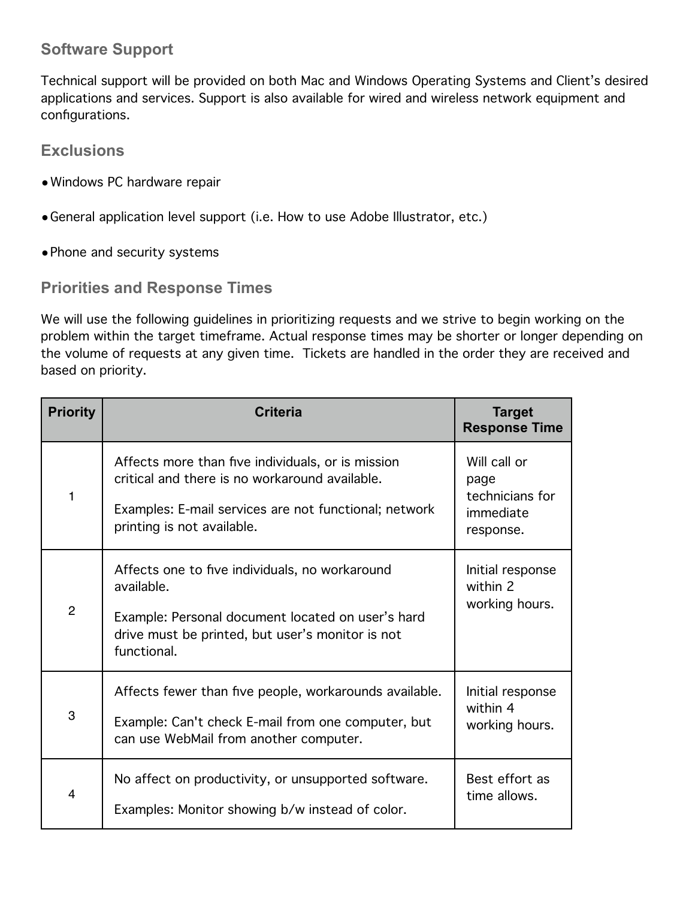## Software Support

Technical support will be provided on both Mac and Windows Operating Systems and Client's desired applications and services. Support is also available for wired and wireless network equipment and configurations.

## Exclusions

- Windows PC hardware repair
- General application level support (i.e. How to use Adobe Illustrator, etc.)
- Phone and security systems

## Priorities and Response Times

We will use the following guidelines in prioritizing requests and we strive to begin working on the problem within the target timeframe. Actual response times may be shorter or longer depending on the volume of requests at any given time. Tickets are handled in the order they are received and based on priority.

| Priority | Criteria | Target Response Time |
|---|---|---|
| 1 | Affects more than five individuals, or is mission critical and there is no workaround available.<br><br>Examples: E-mail services are not functional; network printing is not available. | Will call or page technicians for immediate response. |
| 2 | Affects one to five individuals, no workaround available.<br><br>Example: Personal document located on user's hard drive must be printed, but user's monitor is not functional. | Initial response within 2 working hours. |
| 3 | Affects fewer than five people, workarounds available.<br><br>Example: Can't check E-mail from one computer, but can use WebMail from another computer. | Initial response within 4 working hours. |
| 4 | No affect on productivity, or unsupported software.<br><br>Examples: Monitor showing b/w instead of color. | Best effort as time allows. |